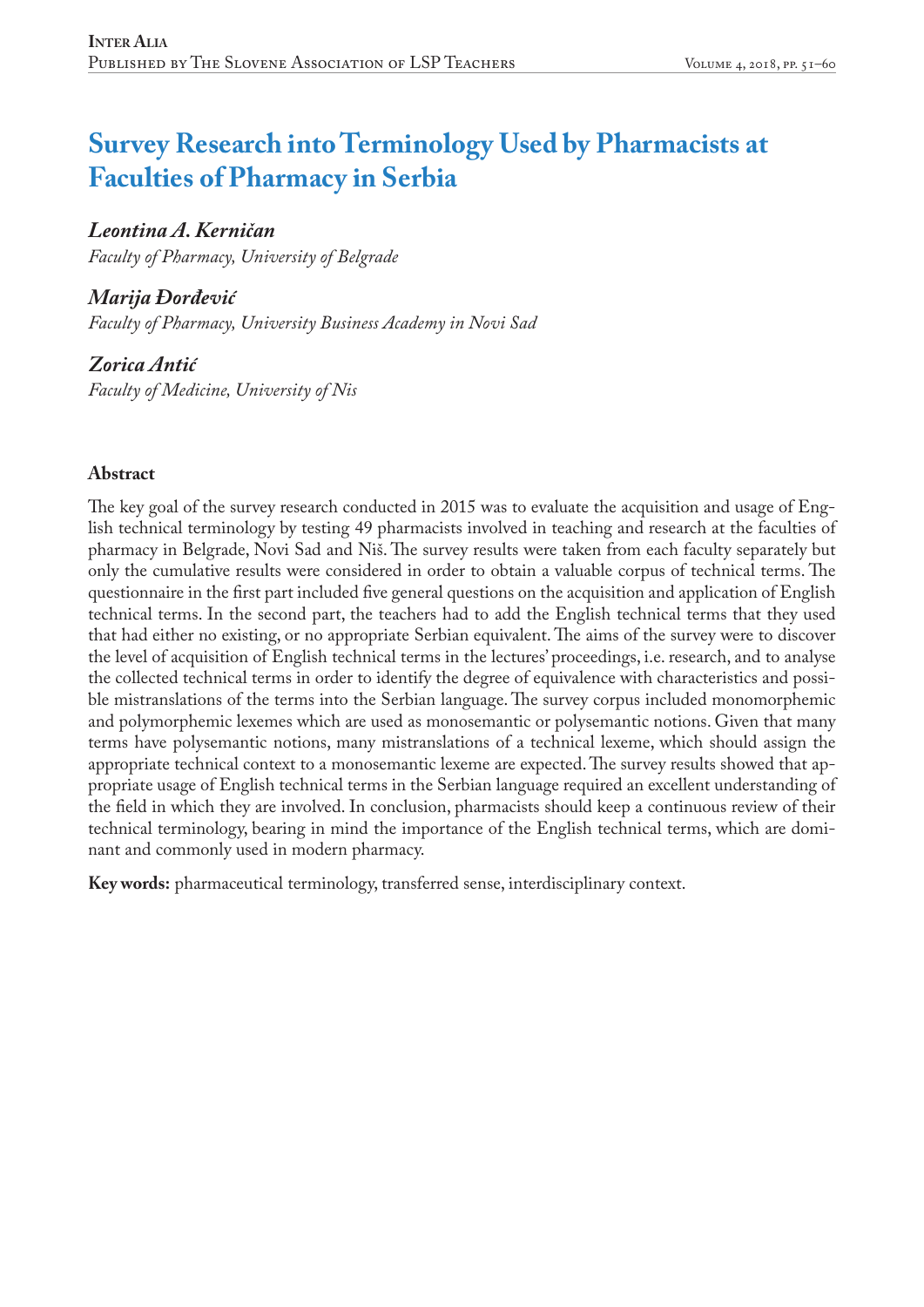# Survey Research into Terminology Used by Pharmacists at Faculties of Pharmacy in Serbia

***Leontina A. Kerničan***

*Faculty of Pharmacy, University of Belgrade*

***Marija Đorđević***

*Faculty of Pharmacy, University Business Academy in Novi Sad*

***Zorica Antić***

*Faculty of Medicine, University of Nis*

## Abstract

The key goal of the survey research conducted in 2015 was to evaluate the acquisition and usage of English technical terminology by testing 49 pharmacists involved in teaching and research at the faculties of pharmacy in Belgrade, Novi Sad and Niš. The survey results were taken from each faculty separately but only the cumulative results were considered in order to obtain a valuable corpus of technical terms. The questionnaire in the first part included five general questions on the acquisition and application of English technical terms. In the second part, the teachers had to add the English technical terms that they used that had either no existing, or no appropriate Serbian equivalent. The aims of the survey were to discover the level of acquisition of English technical terms in the lectures' proceedings, i.e. research, and to analyse the collected technical terms in order to identify the degree of equivalence with characteristics and possible mistranslations of the terms into the Serbian language. The survey corpus included monomorphemic and polymorphemic lexemes which are used as monosemantic or polysemantic notions. Given that many terms have polysemantic notions, many mistranslations of a technical lexeme, which should assign the appropriate technical context to a monosemantic lexeme are expected. The survey results showed that appropriate usage of English technical terms in the Serbian language required an excellent understanding of the field in which they are involved. In conclusion, pharmacists should keep a continuous review of their technical terminology, bearing in mind the importance of the English technical terms, which are dominant and commonly used in modern pharmacy.

**Key words:** pharmaceutical terminology, transferred sense, interdisciplinary context.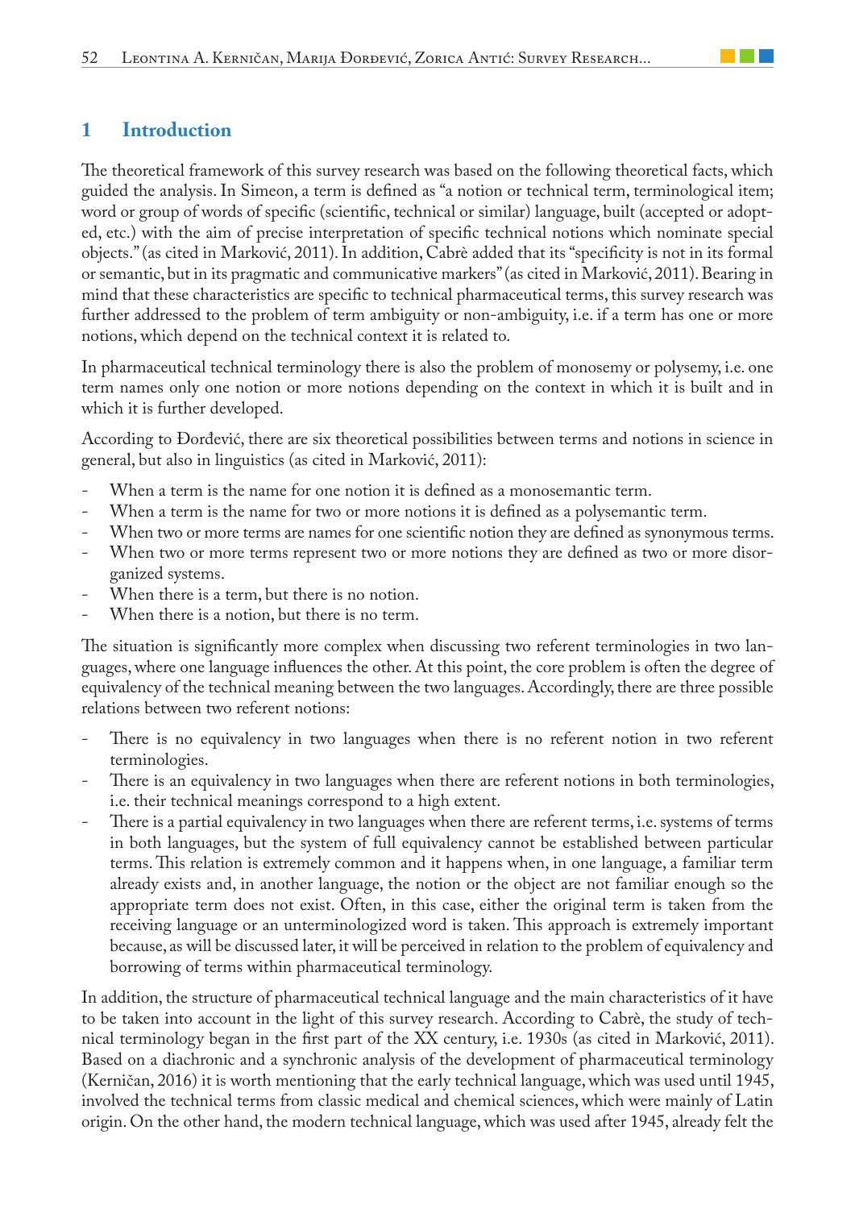## 1 Introduction

The theoretical framework of this survey research was based on the following theoretical facts, which guided the analysis. In Simeon, a term is defined as "a notion or technical term, terminological item; word or group of words of specific (scientific, technical or similar) language, built (accepted or adopted, etc.) with the aim of precise interpretation of specific technical notions which nominate special objects." (as cited in Marković, 2011). In addition, Cabrè added that its "specificity is not in its formal or semantic, but in its pragmatic and communicative markers" (as cited in Marković, 2011). Bearing in mind that these characteristics are specific to technical pharmaceutical terms, this survey research was further addressed to the problem of term ambiguity or non-ambiguity, i.e. if a term has one or more notions, which depend on the technical context it is related to.

In pharmaceutical technical terminology there is also the problem of monosemy or polysemy, i.e. one term names only one notion or more notions depending on the context in which it is built and in which it is further developed.

According to Đorđević, there are six theoretical possibilities between terms and notions in science in general, but also in linguistics (as cited in Marković, 2011):

- When a term is the name for one notion it is defined as a monosemantic term.
- When a term is the name for two or more notions it is defined as a polysemantic term.
- When two or more terms are names for one scientific notion they are defined as synonymous terms.
- When two or more terms represent two or more notions they are defined as two or more disorganized systems.
- When there is a term, but there is no notion.
- When there is a notion, but there is no term.

The situation is significantly more complex when discussing two referent terminologies in two languages, where one language influences the other. At this point, the core problem is often the degree of equivalency of the technical meaning between the two languages. Accordingly, there are three possible relations between two referent notions:

- There is no equivalency in two languages when there is no referent notion in two referent terminologies.
- There is an equivalency in two languages when there are referent notions in both terminologies, i.e. their technical meanings correspond to a high extent.
- There is a partial equivalency in two languages when there are referent terms, i.e. systems of terms in both languages, but the system of full equivalency cannot be established between particular terms. This relation is extremely common and it happens when, in one language, a familiar term already exists and, in another language, the notion or the object are not familiar enough so the appropriate term does not exist. Often, in this case, either the original term is taken from the receiving language or an unterminologized word is taken. This approach is extremely important because, as will be discussed later, it will be perceived in relation to the problem of equivalency and borrowing of terms within pharmaceutical terminology.

In addition, the structure of pharmaceutical technical language and the main characteristics of it have to be taken into account in the light of this survey research. According to Cabrè, the study of technical terminology began in the first part of the XX century, i.e. 1930s (as cited in Marković, 2011). Based on a diachronic and a synchronic analysis of the development of pharmaceutical terminology (Kerničan, 2016) it is worth mentioning that the early technical language, which was used until 1945, involved the technical terms from classic medical and chemical sciences, which were mainly of Latin origin. On the other hand, the modern technical language, which was used after 1945, already felt the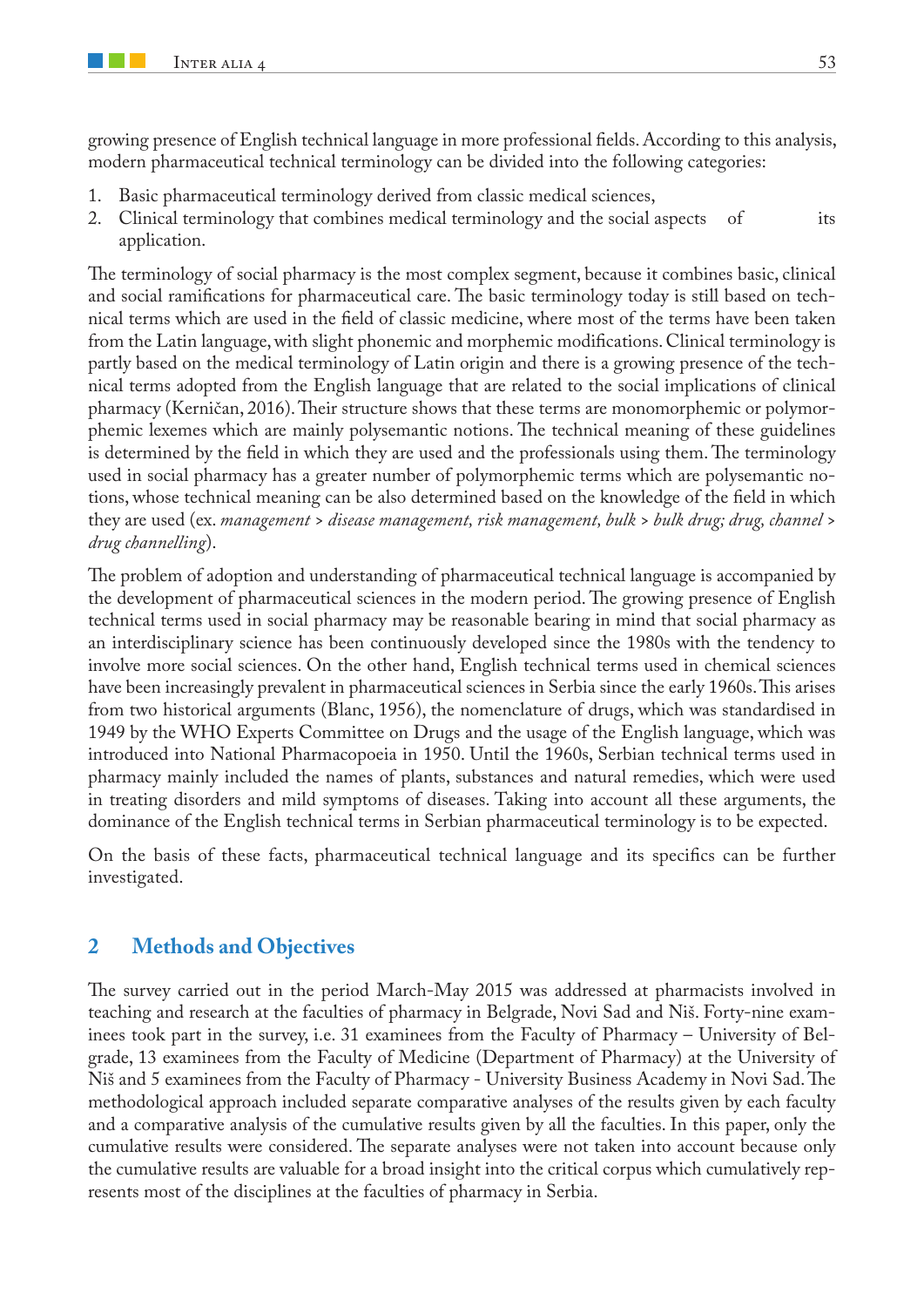growing presence of English technical language in more professional fields. According to this analysis, modern pharmaceutical technical terminology can be divided into the following categories:

1. Basic pharmaceutical terminology derived from classic medical sciences,
2. Clinical terminology that combines medical terminology and the social aspects of its application.

The terminology of social pharmacy is the most complex segment, because it combines basic, clinical and social ramifications for pharmaceutical care. The basic terminology today is still based on technical terms which are used in the field of classic medicine, where most of the terms have been taken from the Latin language, with slight phonemic and morphemic modifications. Clinical terminology is partly based on the medical terminology of Latin origin and there is a growing presence of the technical terms adopted from the English language that are related to the social implications of clinical pharmacy (Kerničan, 2016). Their structure shows that these terms are monomorphemic or polymorphemic lexemes which are mainly polysemantic notions. The technical meaning of these guidelines is determined by the field in which they are used and the professionals using them. The terminology used in social pharmacy has a greater number of polymorphemic terms which are polysemantic notions, whose technical meaning can be also determined based on the knowledge of the field in which they are used (ex. *management* > *disease management, risk management, bulk* > *bulk drug; drug, channel* > *drug channelling*).

The problem of adoption and understanding of pharmaceutical technical language is accompanied by the development of pharmaceutical sciences in the modern period. The growing presence of English technical terms used in social pharmacy may be reasonable bearing in mind that social pharmacy as an interdisciplinary science has been continuously developed since the 1980s with the tendency to involve more social sciences. On the other hand, English technical terms used in chemical sciences have been increasingly prevalent in pharmaceutical sciences in Serbia since the early 1960s. This arises from two historical arguments (Blanc, 1956), the nomenclature of drugs, which was standardised in 1949 by the WHO Experts Committee on Drugs and the usage of the English language, which was introduced into National Pharmacopoeia in 1950. Until the 1960s, Serbian technical terms used in pharmacy mainly included the names of plants, substances and natural remedies, which were used in treating disorders and mild symptoms of diseases. Taking into account all these arguments, the dominance of the English technical terms in Serbian pharmaceutical terminology is to be expected.

On the basis of these facts, pharmaceutical technical language and its specifics can be further investigated.

## 2 Methods and Objectives

The survey carried out in the period March-May 2015 was addressed at pharmacists involved in teaching and research at the faculties of pharmacy in Belgrade, Novi Sad and Niš. Forty-nine examinees took part in the survey, i.e. 31 examinees from the Faculty of Pharmacy – University of Belgrade, 13 examinees from the Faculty of Medicine (Department of Pharmacy) at the University of Niš and 5 examinees from the Faculty of Pharmacy - University Business Academy in Novi Sad. The methodological approach included separate comparative analyses of the results given by each faculty and a comparative analysis of the cumulative results given by all the faculties. In this paper, only the cumulative results were considered. The separate analyses were not taken into account because only the cumulative results are valuable for a broad insight into the critical corpus which cumulatively represents most of the disciplines at the faculties of pharmacy in Serbia.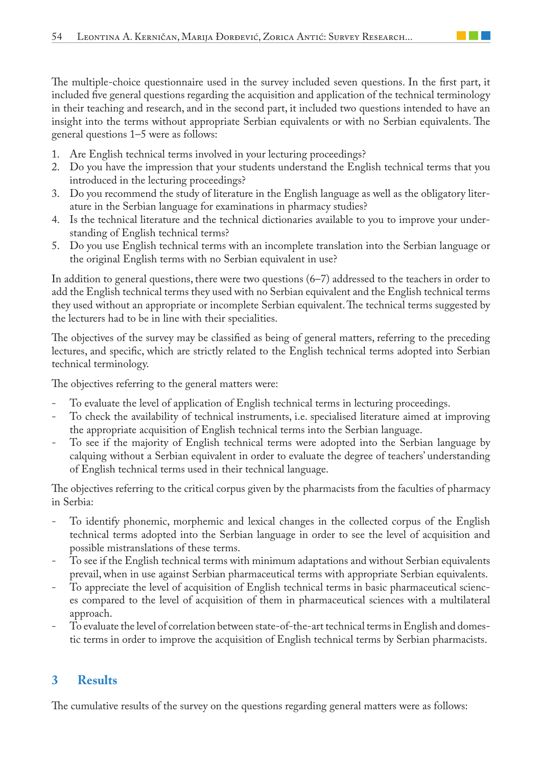The multiple-choice questionnaire used in the survey included seven questions. In the first part, it included five general questions regarding the acquisition and application of the technical terminology in their teaching and research, and in the second part, it included two questions intended to have an insight into the terms without appropriate Serbian equivalents or with no Serbian equivalents. The general questions 1–5 were as follows:

1. Are English technical terms involved in your lecturing proceedings?
2. Do you have the impression that your students understand the English technical terms that you introduced in the lecturing proceedings?
3. Do you recommend the study of literature in the English language as well as the obligatory literature in the Serbian language for examinations in pharmacy studies?
4. Is the technical literature and the technical dictionaries available to you to improve your understanding of English technical terms?
5. Do you use English technical terms with an incomplete translation into the Serbian language or the original English terms with no Serbian equivalent in use?

In addition to general questions, there were two questions (6–7) addressed to the teachers in order to add the English technical terms they used with no Serbian equivalent and the English technical terms they used without an appropriate or incomplete Serbian equivalent. The technical terms suggested by the lecturers had to be in line with their specialities.

The objectives of the survey may be classified as being of general matters, referring to the preceding lectures, and specific, which are strictly related to the English technical terms adopted into Serbian technical terminology.

The objectives referring to the general matters were:

- To evaluate the level of application of English technical terms in lecturing proceedings.
- To check the availability of technical instruments, i.e. specialised literature aimed at improving the appropriate acquisition of English technical terms into the Serbian language.
- To see if the majority of English technical terms were adopted into the Serbian language by calquing without a Serbian equivalent in order to evaluate the degree of teachers' understanding of English technical terms used in their technical language.

The objectives referring to the critical corpus given by the pharmacists from the faculties of pharmacy in Serbia:

- To identify phonemic, morphemic and lexical changes in the collected corpus of the English technical terms adopted into the Serbian language in order to see the level of acquisition and possible mistranslations of these terms.
- To see if the English technical terms with minimum adaptations and without Serbian equivalents prevail, when in use against Serbian pharmaceutical terms with appropriate Serbian equivalents.
- To appreciate the level of acquisition of English technical terms in basic pharmaceutical sciences compared to the level of acquisition of them in pharmaceutical sciences with a multilateral approach.
- To evaluate the level of correlation between state-of-the-art technical terms in English and domestic terms in order to improve the acquisition of English technical terms by Serbian pharmacists.

## 3 Results

The cumulative results of the survey on the questions regarding general matters were as follows: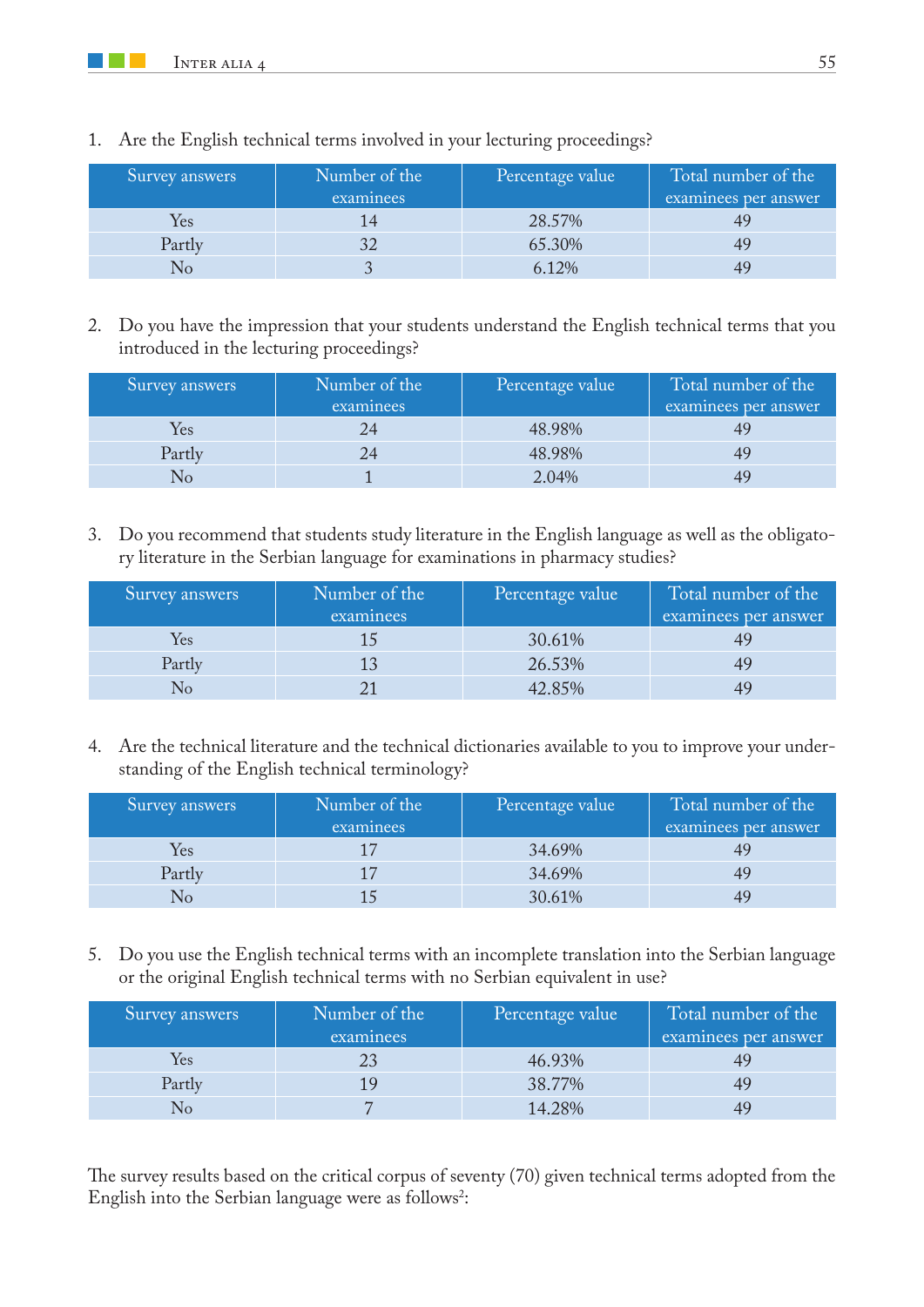1. Are the English technical terms involved in your lecturing proceedings?

| Survey answers | Number of the examinees | Percentage value | Total number of the examinees per answer |
|---|---|---|---|
| Yes | 14 | 28.57% | 49 |
| Partly | 32 | 65.30% | 49 |
| No | 3 | 6.12% | 49 |

2. Do you have the impression that your students understand the English technical terms that you introduced in the lecturing proceedings?

| Survey answers | Number of the examinees | Percentage value | Total number of the examinees per answer |
|---|---|---|---|
| Yes | 24 | 48.98% | 49 |
| Partly | 24 | 48.98% | 49 |
| No | 1 | 2.04% | 49 |

3. Do you recommend that students study literature in the English language as well as the obligatory literature in the Serbian language for examinations in pharmacy studies?

| Survey answers | Number of the examinees | Percentage value | Total number of the examinees per answer |
|---|---|---|---|
| Yes | 15 | 30.61% | 49 |
| Partly | 13 | 26.53% | 49 |
| No | 21 | 42.85% | 49 |

4. Are the technical literature and the technical dictionaries available to you to improve your understanding of the English technical terminology?

| Survey answers | Number of the examinees | Percentage value | Total number of the examinees per answer |
|---|---|---|---|
| Yes | 17 | 34.69% | 49 |
| Partly | 17 | 34.69% | 49 |
| No | 15 | 30.61% | 49 |

5. Do you use the English technical terms with an incomplete translation into the Serbian language or the original English technical terms with no Serbian equivalent in use?

| Survey answers | Number of the examinees | Percentage value | Total number of the examinees per answer |
|---|---|---|---|
| Yes | 23 | 46.93% | 49 |
| Partly | 19 | 38.77% | 49 |
| No | 7 | 14.28% | 49 |

The survey results based on the critical corpus of seventy (70) given technical terms adopted from the English into the Serbian language were as follows[2]: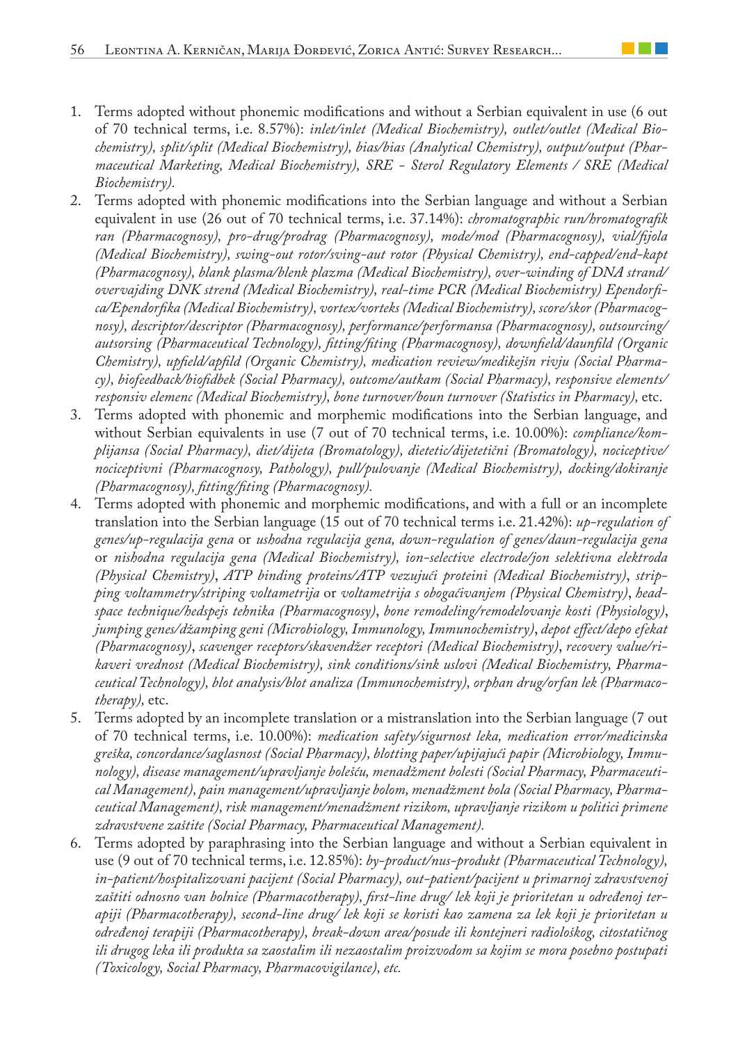1. Terms adopted without phonemic modifications and without a Serbian equivalent in use (6 out of 70 technical terms, i.e. 8.57%): *inlet/inlet (Medical Biochemistry), outlet/outlet (Medical Biochemistry), split/split (Medical Biochemistry), bias/bias (Analytical Chemistry), output/output (Pharmaceutical Marketing, Medical Biochemistry), SRE - Sterol Regulatory Elements / SRE (Medical Biochemistry).*
2. Terms adopted with phonemic modifications into the Serbian language and without a Serbian equivalent in use (26 out of 70 technical terms, i.e. 37.14%): *chromatographic run/hromatografik ran (Pharmacognosy), pro-drug/prodrag (Pharmacognosy), mode/mod (Pharmacognosy), vial/fijola (Medical Biochemistry), swing-out rotor/sving-aut rotor (Physical Chemistry), end-capped/end-kapt (Pharmacognosy), blank plasma/blenk plazma (Medical Biochemistry), over-winding of DNA strand/overvajding DNK strend (Medical Biochemistry), real-time PCR (Medical Biochemistry) Ependorfica/Ependorfika (Medical Biochemistry), vortex/vorteks (Medical Biochemistry), score/skor (Pharmacognosy), descriptor/descriptor (Pharmacognosy), performance/performansa (Pharmacognosy), outsourcing/autsorsing (Pharmaceutical Technology), fitting/fiting (Pharmacognosy), downfield/daunfild (Organic Chemistry), upfield/apfild (Organic Chemistry), medication review/medikejšn rivju (Social Pharmacy), biofeedback/biofidbek (Social Pharmacy), outcome/autkam (Social Pharmacy), responsive elements/responsiv elemenc (Medical Biochemistry), bone turnover/boun turnover (Statistics in Pharmacy),* etc.
3. Terms adopted with phonemic and morphemic modifications into the Serbian language, and without Serbian equivalents in use (7 out of 70 technical terms, i.e. 10.00%): *compliance/komplijansa (Social Pharmacy), diet/dijeta (Bromatology), dietetic/dijetetični (Bromatology), nociceptive/nociceptivni (Pharmacognosy, Pathology), pull/pulovanje (Medical Biochemistry), docking/dokiranje (Pharmacognosy), fitting/fiting (Pharmacognosy).*
4. Terms adopted with phonemic and morphemic modifications, and with a full or an incomplete translation into the Serbian language (15 out of 70 technical terms i.e. 21.42%): *up-regulation of genes/up-regulacija gena* or *ushodna regulacija gena, down-regulation of genes/daun-regulacija gena* or *nishodna regulacija gena (Medical Biochemistry), ion-selective electrode/jon selektivna elektroda (Physical Chemistry)*, *ATP binding proteins/ATP vezujući proteini (Medical Biochemistry)*, *stripping voltammetry/striping voltametrija* or *voltametrija s obogaćivanjem (Physical Chemistry)*, *headspace technique/hedspejs tehnika (Pharmacognosy)*, *bone remodeling/remodelovanje kosti (Physiology)*, *jumping genes/džamping geni (Microbiology, Immunology, Immunochemistry)*, *depot effect/depo efekat (Pharmacognosy)*, *scavenger receptors/skavendžer receptori (Medical Biochemistry)*, *recovery value/rikaveri vrednost (Medical Biochemistry), sink conditions/sink uslovi (Medical Biochemistry, Pharmaceutical Technology), blot analysis/blot analiza (Immunochemistry), orphan drug/orfan lek (Pharmacotherapy),* etc.
5. Terms adopted by an incomplete translation or a mistranslation into the Serbian language (7 out of 70 technical terms, i.e. 10.00%): *medication safety/sigurnost leka, medication error/medicinska greška, concordance/saglasnost (Social Pharmacy), blotting paper/upijajući papir (Microbiology, Immunology), disease management/upravljanje bolešću, menadžment bolesti (Social Pharmacy, Pharmaceutical Management), pain management/upravljanje bolom, menadžment bola (Social Pharmacy, Pharmaceutical Management), risk management/menadžment rizikom, upravljanje rizikom u politici primene zdravstvene zaštite (Social Pharmacy, Pharmaceutical Management).*
6. Terms adopted by paraphrasing into the Serbian language and without a Serbian equivalent in use (9 out of 70 technical terms, i.e. 12.85%): *by-product/nus-produkt (Pharmaceutical Technology), in-patient/hospitalizovani pacijent (Social Pharmacy), out-patient/pacijent u primarnoj zdravstvenoj zaštiti odnosno van bolnice (Pharmacotherapy), first-line drug/ lek koji je prioritetan u određenoj terapiji (Pharmacotherapy), second-line drug/ lek koji se koristi kao zamena za lek koji je prioritetan u određenoj terapiji (Pharmacotherapy), break-down area/posude ili kontejneri radiološkog, citostatičnog ili drugog leka ili produkta sa zaostalim ili nezaostalim proizvodom sa kojim se mora posebno postupati (Toxicology, Social Pharmacy, Pharmacovigilance), etc.*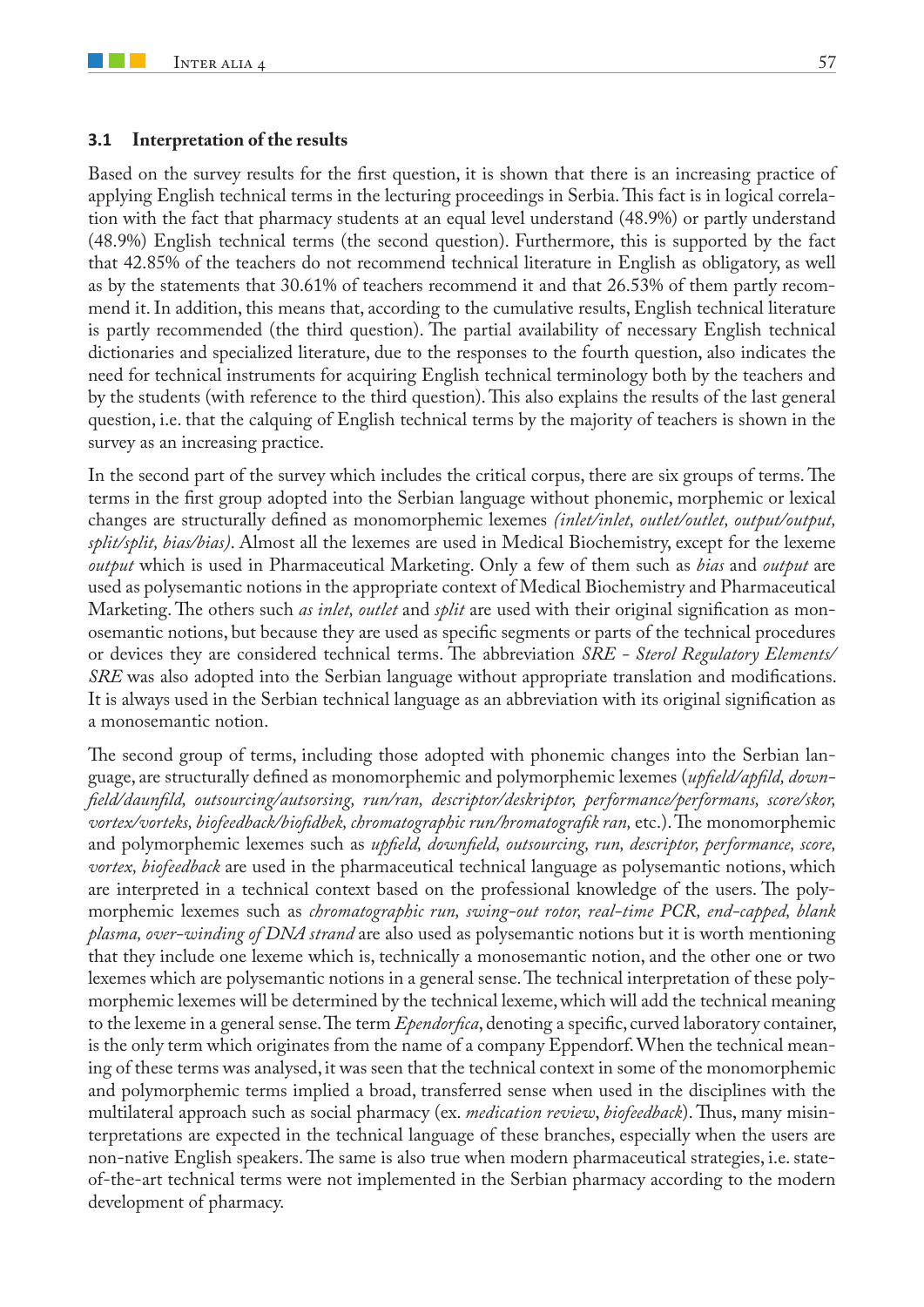### 3.1 Interpretation of the results

Based on the survey results for the first question, it is shown that there is an increasing practice of applying English technical terms in the lecturing proceedings in Serbia. This fact is in logical correlation with the fact that pharmacy students at an equal level understand (48.9%) or partly understand (48.9%) English technical terms (the second question). Furthermore, this is supported by the fact that 42.85% of the teachers do not recommend technical literature in English as obligatory, as well as by the statements that 30.61% of teachers recommend it and that 26.53% of them partly recommend it. In addition, this means that, according to the cumulative results, English technical literature is partly recommended (the third question). The partial availability of necessary English technical dictionaries and specialized literature, due to the responses to the fourth question, also indicates the need for technical instruments for acquiring English technical terminology both by the teachers and by the students (with reference to the third question). This also explains the results of the last general question, i.e. that the calquing of English technical terms by the majority of teachers is shown in the survey as an increasing practice.

In the second part of the survey which includes the critical corpus, there are six groups of terms. The terms in the first group adopted into the Serbian language without phonemic, morphemic or lexical changes are structurally defined as monomorphemic lexemes *(inlet/inlet, outlet/outlet, output/output, split/split, bias/bias)*. Almost all the lexemes are used in Medical Biochemistry, except for the lexeme *output* which is used in Pharmaceutical Marketing. Only a few of them such as *bias* and *output* are used as polysemantic notions in the appropriate context of Medical Biochemistry and Pharmaceutical Marketing. The others such *as inlet, outlet* and *split* are used with their original signification as monosemantic notions, but because they are used as specific segments or parts of the technical procedures or devices they are considered technical terms. The abbreviation *SRE - Sterol Regulatory Elements/ SRE* was also adopted into the Serbian language without appropriate translation and modifications. It is always used in the Serbian technical language as an abbreviation with its original signification as a monosemantic notion.

The second group of terms, including those adopted with phonemic changes into the Serbian language, are structurally defined as monomorphemic and polymorphemic lexemes (*upfield/apfild, downfield/daunfild, outsourcing/autsorsing, run/ran, descriptor/deskriptor, performance/performans, score/skor, vortex/vorteks, biofeedback/biofidbek, chromatographic run/hromatografik ran,* etc.). The monomorphemic and polymorphemic lexemes such as *upfield, downfield, outsourcing, run, descriptor, performance, score, vortex, biofeedback* are used in the pharmaceutical technical language as polysemantic notions, which are interpreted in a technical context based on the professional knowledge of the users. The polymorphemic lexemes such as *chromatographic run, swing-out rotor, real-time PCR, end-capped, blank plasma, over-winding of DNA strand* are also used as polysemantic notions but it is worth mentioning that they include one lexeme which is, technically a monosemantic notion, and the other one or two lexemes which are polysemantic notions in a general sense. The technical interpretation of these polymorphemic lexemes will be determined by the technical lexeme, which will add the technical meaning to the lexeme in a general sense. The term *Ependorfica*, denoting a specific, curved laboratory container, is the only term which originates from the name of a company Eppendorf. When the technical meaning of these terms was analysed, it was seen that the technical context in some of the monomorphemic and polymorphemic terms implied a broad, transferred sense when used in the disciplines with the multilateral approach such as social pharmacy (ex. *medication review*, *biofeedback*). Thus, many misinterpretations are expected in the technical language of these branches, especially when the users are non-native English speakers. The same is also true when modern pharmaceutical strategies, i.e. state-of-the-art technical terms were not implemented in the Serbian pharmacy according to the modern development of pharmacy.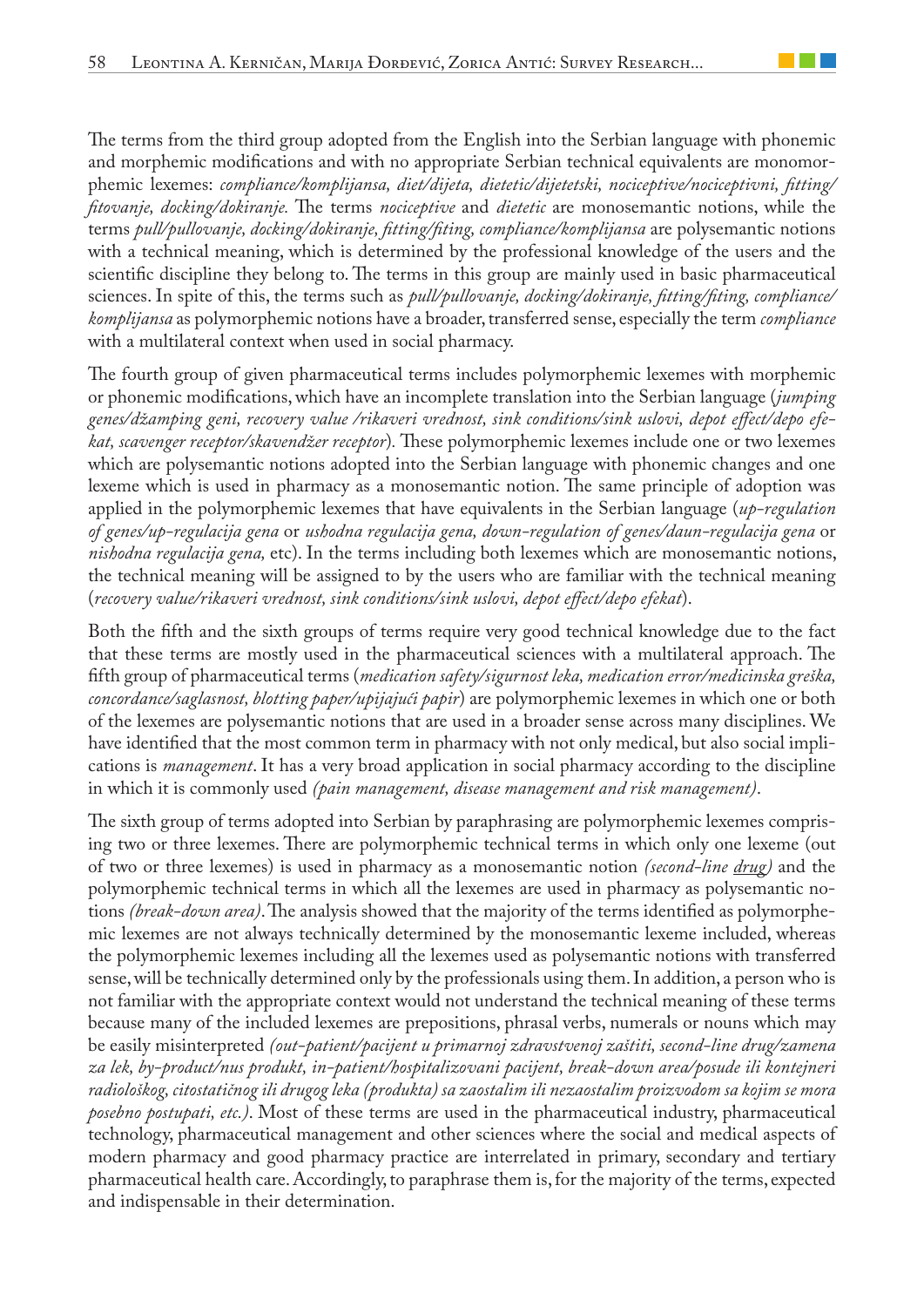The terms from the third group adopted from the English into the Serbian language with phonemic and morphemic modifications and with no appropriate Serbian technical equivalents are monomorphemic lexemes: *compliance/komplijansa, diet/dijeta, dietetic/dijetetski, nociceptive/nociceptivni, fitting/fitovanje, docking/dokiranje.* The terms *nociceptive* and *dietetic* are monosemantic notions, while the terms *pull/pullovanje, docking/dokiranje, fitting/fiting, compliance/komplijansa* are polysemantic notions with a technical meaning, which is determined by the professional knowledge of the users and the scientific discipline they belong to. The terms in this group are mainly used in basic pharmaceutical sciences. In spite of this, the terms such as *pull/pullovanje, docking/dokiranje, fitting/fiting, compliance/komplijansa* as polymorphemic notions have a broader, transferred sense, especially the term *compliance* with a multilateral context when used in social pharmacy.

The fourth group of given pharmaceutical terms includes polymorphemic lexemes with morphemic or phonemic modifications, which have an incomplete translation into the Serbian language (*jumping genes/džamping geni, recovery value /rikaveri vrednost, sink conditions/sink uslovi, depot effect/depo efekat, scavenger receptor/skavendžer receptor*). These polymorphemic lexemes include one or two lexemes which are polysemantic notions adopted into the Serbian language with phonemic changes and one lexeme which is used in pharmacy as a monosemantic notion. The same principle of adoption was applied in the polymorphemic lexemes that have equivalents in the Serbian language (*up-regulation of genes/up-regulacija gena* or *ushodna regulacija gena, down-regulation of genes/daun-regulacija gena* or *nishodna regulacija gena,* etc). In the terms including both lexemes which are monosemantic notions, the technical meaning will be assigned to by the users who are familiar with the technical meaning (*recovery value/rikaveri vrednost, sink conditions/sink uslovi, depot effect/depo efekat*).

Both the fifth and the sixth groups of terms require very good technical knowledge due to the fact that these terms are mostly used in the pharmaceutical sciences with a multilateral approach. The fifth group of pharmaceutical terms (*medication safety/sigurnost leka, medication error/medicinska greška, concordance/saglasnost, blotting paper/upijajući papir*) are polymorphemic lexemes in which one or both of the lexemes are polysemantic notions that are used in a broader sense across many disciplines. We have identified that the most common term in pharmacy with not only medical, but also social implications is *management*. It has a very broad application in social pharmacy according to the discipline in which it is commonly used *(pain management, disease management and risk management)*.

The sixth group of terms adopted into Serbian by paraphrasing are polymorphemic lexemes comprising two or three lexemes. There are polymorphemic technical terms in which only one lexeme (out of two or three lexemes) is used in pharmacy as a monosemantic notion *(second-line <u>drug</u>)* and the polymorphemic technical terms in which all the lexemes are used in pharmacy as polysemantic notions *(break-down area)*. The analysis showed that the majority of the terms identified as polymorphemic lexemes are not always technically determined by the monosemantic lexeme included, whereas the polymorphemic lexemes including all the lexemes used as polysemantic notions with transferred sense, will be technically determined only by the professionals using them. In addition, a person who is not familiar with the appropriate context would not understand the technical meaning of these terms because many of the included lexemes are prepositions, phrasal verbs, numerals or nouns which may be easily misinterpreted *(out-patient/pacijent u primarnoj zdravstvenoj zaštiti, second-line drug/zamena za lek, by-product/nus produkt, in-patient/hospitalizovani pacijent, break-down area/posude ili kontejneri radiološkog, citostatičnog ili drugog leka (produkta) sa zaostalim ili nezaostalim proizvodom sa kojim se mora posebno postupati, etc.)*. Most of these terms are used in the pharmaceutical industry, pharmaceutical technology, pharmaceutical management and other sciences where the social and medical aspects of modern pharmacy and good pharmacy practice are interrelated in primary, secondary and tertiary pharmaceutical health care. Accordingly, to paraphrase them is, for the majority of the terms, expected and indispensable in their determination.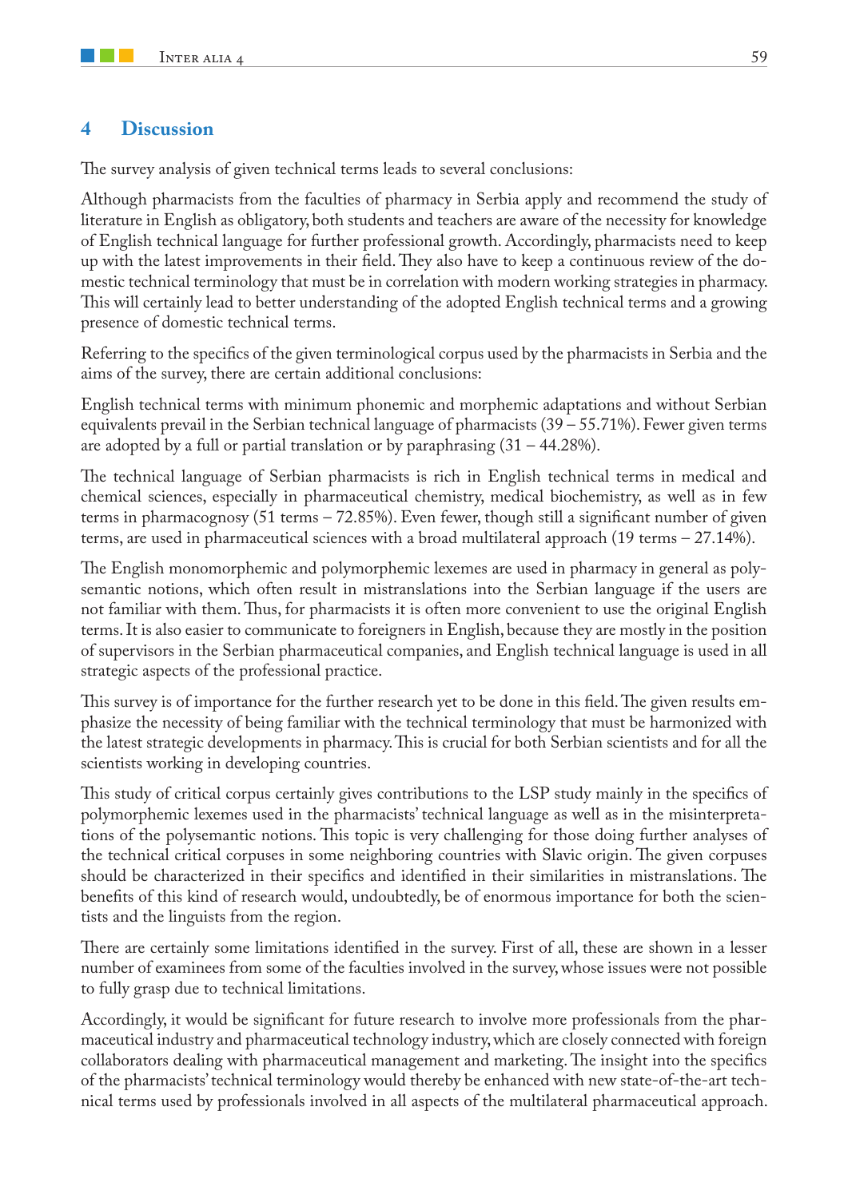## 4 Discussion

The survey analysis of given technical terms leads to several conclusions:

Although pharmacists from the faculties of pharmacy in Serbia apply and recommend the study of literature in English as obligatory, both students and teachers are aware of the necessity for knowledge of English technical language for further professional growth. Accordingly, pharmacists need to keep up with the latest improvements in their field. They also have to keep a continuous review of the domestic technical terminology that must be in correlation with modern working strategies in pharmacy. This will certainly lead to better understanding of the adopted English technical terms and a growing presence of domestic technical terms.

Referring to the specifics of the given terminological corpus used by the pharmacists in Serbia and the aims of the survey, there are certain additional conclusions:

English technical terms with minimum phonemic and morphemic adaptations and without Serbian equivalents prevail in the Serbian technical language of pharmacists (39 – 55.71%). Fewer given terms are adopted by a full or partial translation or by paraphrasing (31 – 44.28%).

The technical language of Serbian pharmacists is rich in English technical terms in medical and chemical sciences, especially in pharmaceutical chemistry, medical biochemistry, as well as in few terms in pharmacognosy (51 terms – 72.85%). Even fewer, though still a significant number of given terms, are used in pharmaceutical sciences with a broad multilateral approach (19 terms – 27.14%).

The English monomorphemic and polymorphemic lexemes are used in pharmacy in general as polysemantic notions, which often result in mistranslations into the Serbian language if the users are not familiar with them. Thus, for pharmacists it is often more convenient to use the original English terms. It is also easier to communicate to foreigners in English, because they are mostly in the position of supervisors in the Serbian pharmaceutical companies, and English technical language is used in all strategic aspects of the professional practice.

This survey is of importance for the further research yet to be done in this field. The given results emphasize the necessity of being familiar with the technical terminology that must be harmonized with the latest strategic developments in pharmacy. This is crucial for both Serbian scientists and for all the scientists working in developing countries.

This study of critical corpus certainly gives contributions to the LSP study mainly in the specifics of polymorphemic lexemes used in the pharmacists' technical language as well as in the misinterpretations of the polysemantic notions. This topic is very challenging for those doing further analyses of the technical critical corpuses in some neighboring countries with Slavic origin. The given corpuses should be characterized in their specifics and identified in their similarities in mistranslations. The benefits of this kind of research would, undoubtedly, be of enormous importance for both the scientists and the linguists from the region.

There are certainly some limitations identified in the survey. First of all, these are shown in a lesser number of examinees from some of the faculties involved in the survey, whose issues were not possible to fully grasp due to technical limitations.

Accordingly, it would be significant for future research to involve more professionals from the pharmaceutical industry and pharmaceutical technology industry, which are closely connected with foreign collaborators dealing with pharmaceutical management and marketing. The insight into the specifics of the pharmacists' technical terminology would thereby be enhanced with new state-of-the-art technical terms used by professionals involved in all aspects of the multilateral pharmaceutical approach.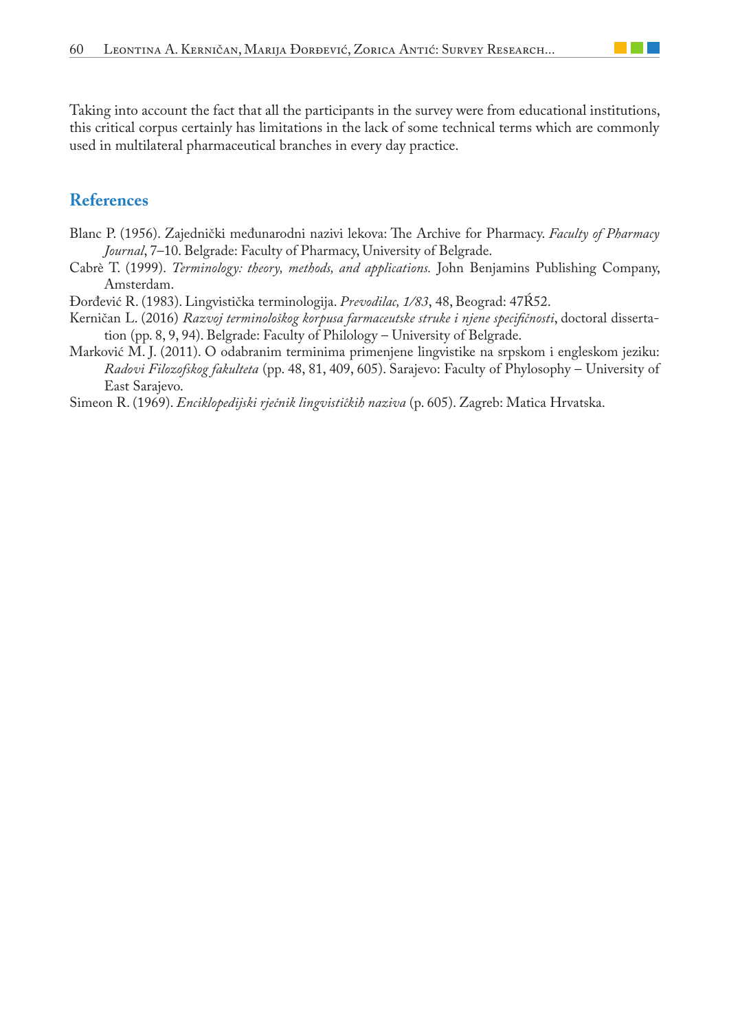Taking into account the fact that all the participants in the survey were from educational institutions, this critical corpus certainly has limitations in the lack of some technical terms which are commonly used in multilateral pharmaceutical branches in every day practice.

## References

Blanc P. (1956). Zajednički međunarodni nazivi lekova: The Archive for Pharmacy. *Faculty of Pharmacy Journal*, 7–10. Belgrade: Faculty of Pharmacy, University of Belgrade.

Cabrè T. (1999). *Terminology: theory, methods, and applications.* John Benjamins Publishing Company, Amsterdam.

Đorđević R. (1983). Lingvistička terminologija. *Prevodilac, 1/83*, 48, Beograd: 47Ŕ52.

Kerničan L. (2016) *Razvoj terminološkog korpusa farmaceutske struke i njene specifičnosti*, doctoral dissertation (pp. 8, 9, 94). Belgrade: Faculty of Philology – University of Belgrade.

Marković M. J. (2011). O odabranim terminima primenjene lingvistike na srpskom i engleskom jeziku: *Radovi Filozofskog fakulteta* (pp. 48, 81, 409, 605). Sarajevo: Faculty of Phylosophy – University of East Sarajevo.

Simeon R. (1969). *Enciklopedijski rječnik lingvističkih naziva* (p. 605). Zagreb: Matica Hrvatska.